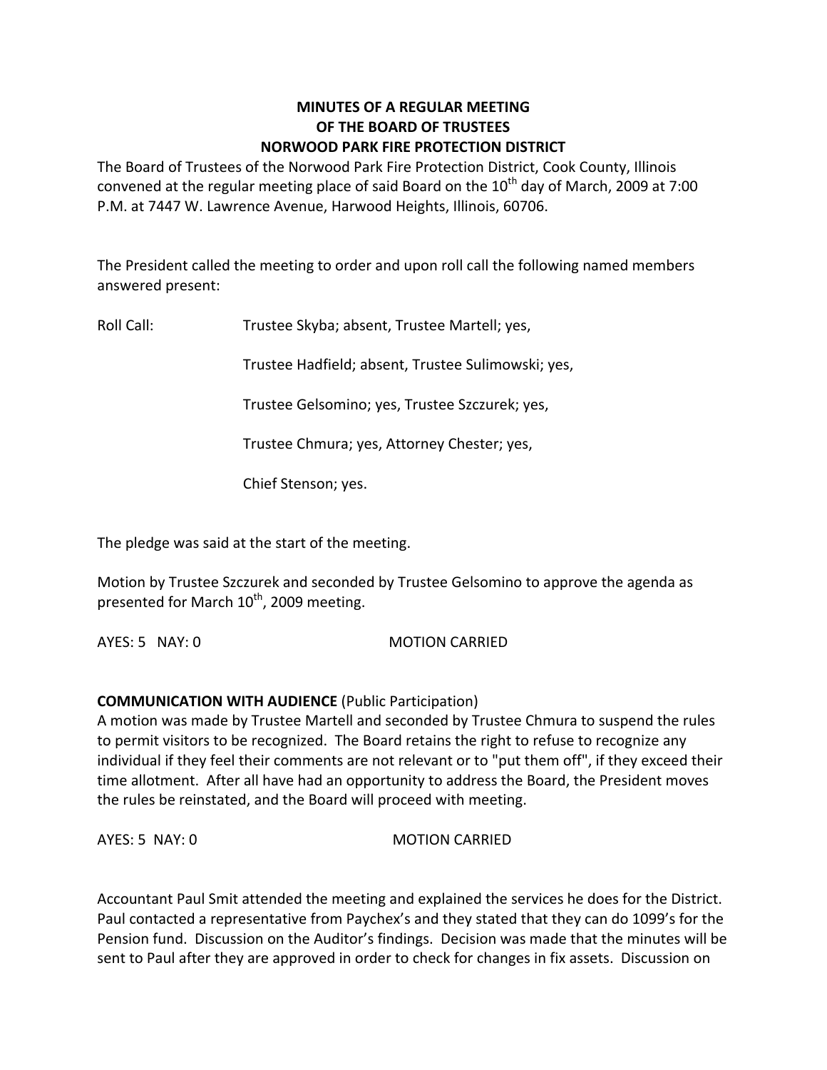**MINUTES OF A REGULAR MEETING**
**OF THE BOARD OF TRUSTEES**
**NORWOOD PARK FIRE PROTECTION DISTRICT**

The Board of Trustees of the Norwood Park Fire Protection District, Cook County, Illinois convened at the regular meeting place of said Board on the 10th day of March, 2009 at 7:00 P.M. at 7447 W. Lawrence Avenue, Harwood Heights, Illinois, 60706.

The President called the meeting to order and upon roll call the following named members answered present:

Roll Call: Trustee Skyba; absent, Trustee Martell; yes,

Trustee Hadfield; absent, Trustee Sulimowski; yes,

Trustee Gelsomino; yes, Trustee Szczurek; yes,

Trustee Chmura; yes, Attorney Chester; yes,

Chief Stenson; yes.

The pledge was said at the start of the meeting.

Motion by Trustee Szczurek and seconded by Trustee Gelsomino to approve the agenda as presented for March 10th, 2009 meeting.

AYES: 5 NAY: 0 MOTION CARRIED

**COMMUNICATION WITH AUDIENCE** (Public Participation)
A motion was made by Trustee Martell and seconded by Trustee Chmura to suspend the rules to permit visitors to be recognized. The Board retains the right to refuse to recognize any individual if they feel their comments are not relevant or to "put them off", if they exceed their time allotment. After all have had an opportunity to address the Board, the President moves the rules be reinstated, and the Board will proceed with meeting.

AYES: 5 NAY: 0 MOTION CARRIED

Accountant Paul Smit attended the meeting and explained the services he does for the District. Paul contacted a representative from Paychex's and they stated that they can do 1099's for the Pension fund. Discussion on the Auditor's findings. Decision was made that the minutes will be sent to Paul after they are approved in order to check for changes in fix assets. Discussion on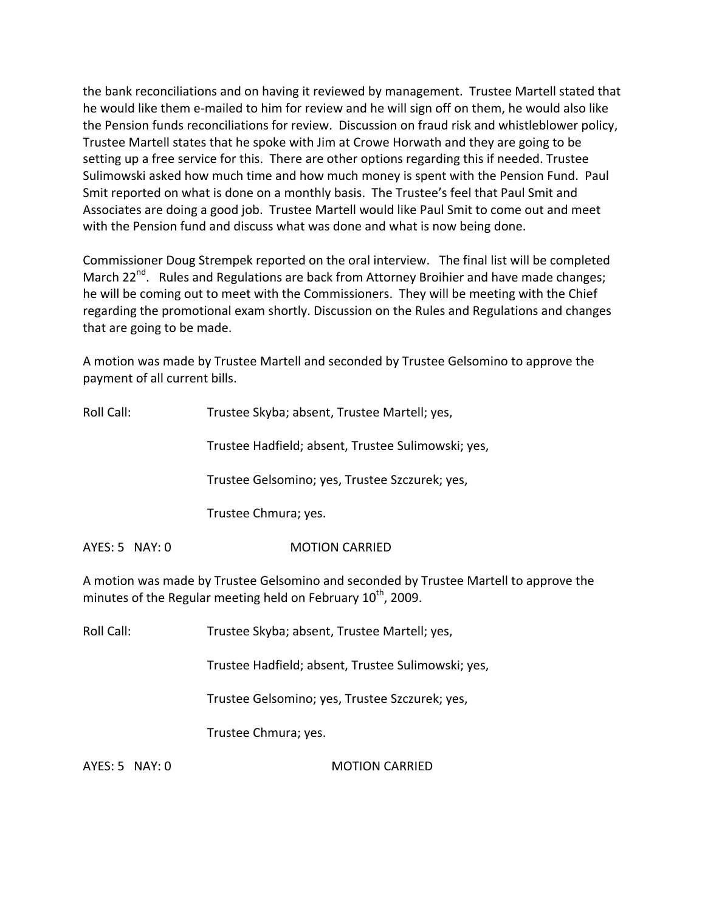the bank reconciliations and on having it reviewed by management. Trustee Martell stated that he would like them e-mailed to him for review and he will sign off on them, he would also like the Pension funds reconciliations for review. Discussion on fraud risk and whistleblower policy, Trustee Martell states that he spoke with Jim at Crowe Horwath and they are going to be setting up a free service for this. There are other options regarding this if needed. Trustee Sulimowski asked how much time and how much money is spent with the Pension Fund. Paul Smit reported on what is done on a monthly basis. The Trustee's feel that Paul Smit and Associates are doing a good job. Trustee Martell would like Paul Smit to come out and meet with the Pension fund and discuss what was done and what is now being done.

Commissioner Doug Strempek reported on the oral interview. The final list will be completed March 22nd. Rules and Regulations are back from Attorney Broihier and have made changes; he will be coming out to meet with the Commissioners. They will be meeting with the Chief regarding the promotional exam shortly. Discussion on the Rules and Regulations and changes that are going to be made.

A motion was made by Trustee Martell and seconded by Trustee Gelsomino to approve the payment of all current bills.

Roll Call: Trustee Skyba; absent, Trustee Martell; yes,

Trustee Hadfield; absent, Trustee Sulimowski; yes,

Trustee Gelsomino; yes, Trustee Szczurek; yes,

Trustee Chmura; yes.

AYES: 5 NAY: 0 MOTION CARRIED

A motion was made by Trustee Gelsomino and seconded by Trustee Martell to approve the minutes of the Regular meeting held on February 10th, 2009.

Roll Call: Trustee Skyba; absent, Trustee Martell; yes,

Trustee Hadfield; absent, Trustee Sulimowski; yes,

Trustee Gelsomino; yes, Trustee Szczurek; yes,

Trustee Chmura; yes.

AYES: 5 NAY: 0 MOTION CARRIED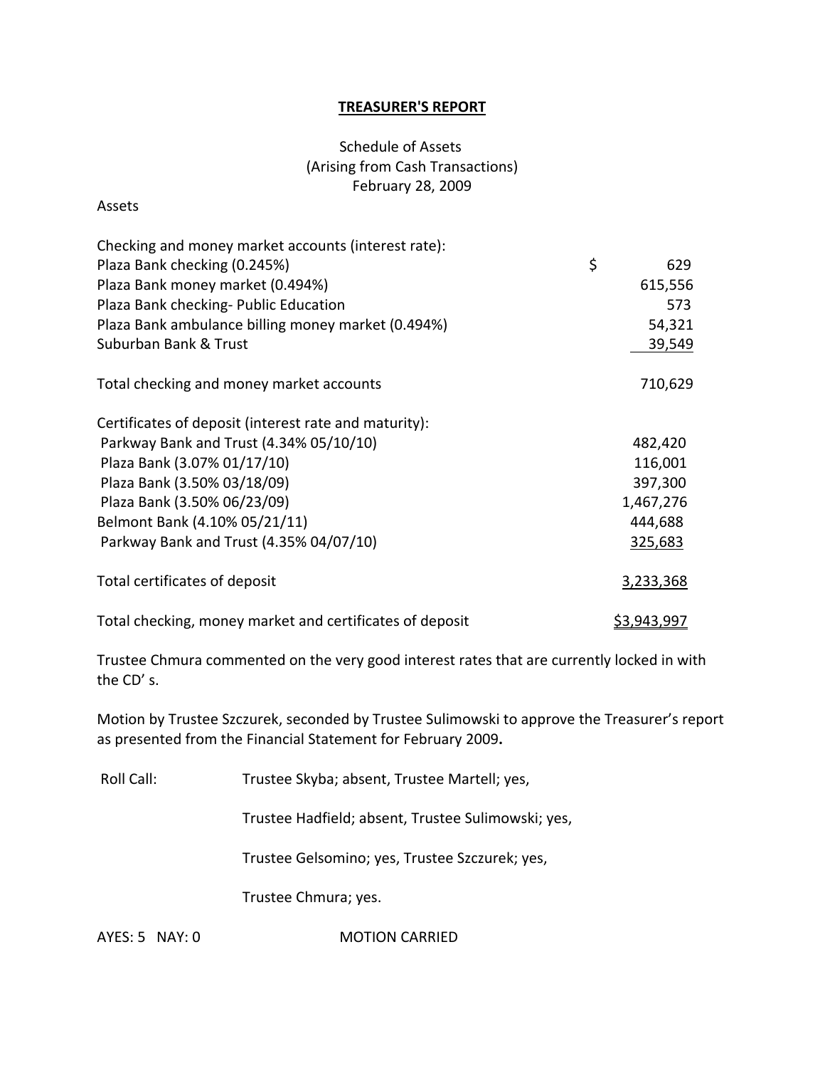**TREASURER'S REPORT**

Schedule of Assets
(Arising from Cash Transactions)
February 28, 2009

Assets

| | |
|---|---|
| Checking and money market accounts (interest rate): | |
| Plaza Bank checking (0.245%) | $ 629 |
| Plaza Bank money market (0.494%) | 615,556 |
| Plaza Bank checking- Public Education | 573 |
| Plaza Bank ambulance billing money market (0.494%) | 54,321 |
| Suburban Bank & Trust | 39,549 |
| Total checking and money market accounts | 710,629 |
| Certificates of deposit (interest rate and maturity): | |
| Parkway Bank and Trust (4.34% 05/10/10) | 482,420 |
| Plaza Bank (3.07% 01/17/10) | 116,001 |
| Plaza Bank (3.50% 03/18/09) | 397,300 |
| Plaza Bank (3.50% 06/23/09) | 1,467,276 |
| Belmont Bank (4.10% 05/21/11) | 444,688 |
| Parkway Bank and Trust (4.35% 04/07/10) | 325,683 |
| Total certificates of deposit | 3,233,368 |
| Total checking, money market and certificates of deposit | $3,943,997 |

Trustee Chmura commented on the very good interest rates that are currently locked in with the CD' s.

Motion by Trustee Szczurek, seconded by Trustee Sulimowski to approve the Treasurer's report as presented from the Financial Statement for February 2009**.**

Roll Call: Trustee Skyba; absent, Trustee Martell; yes,

Trustee Hadfield; absent, Trustee Sulimowski; yes,

Trustee Gelsomino; yes, Trustee Szczurek; yes,

Trustee Chmura; yes.

AYES: 5 NAY: 0 MOTION CARRIED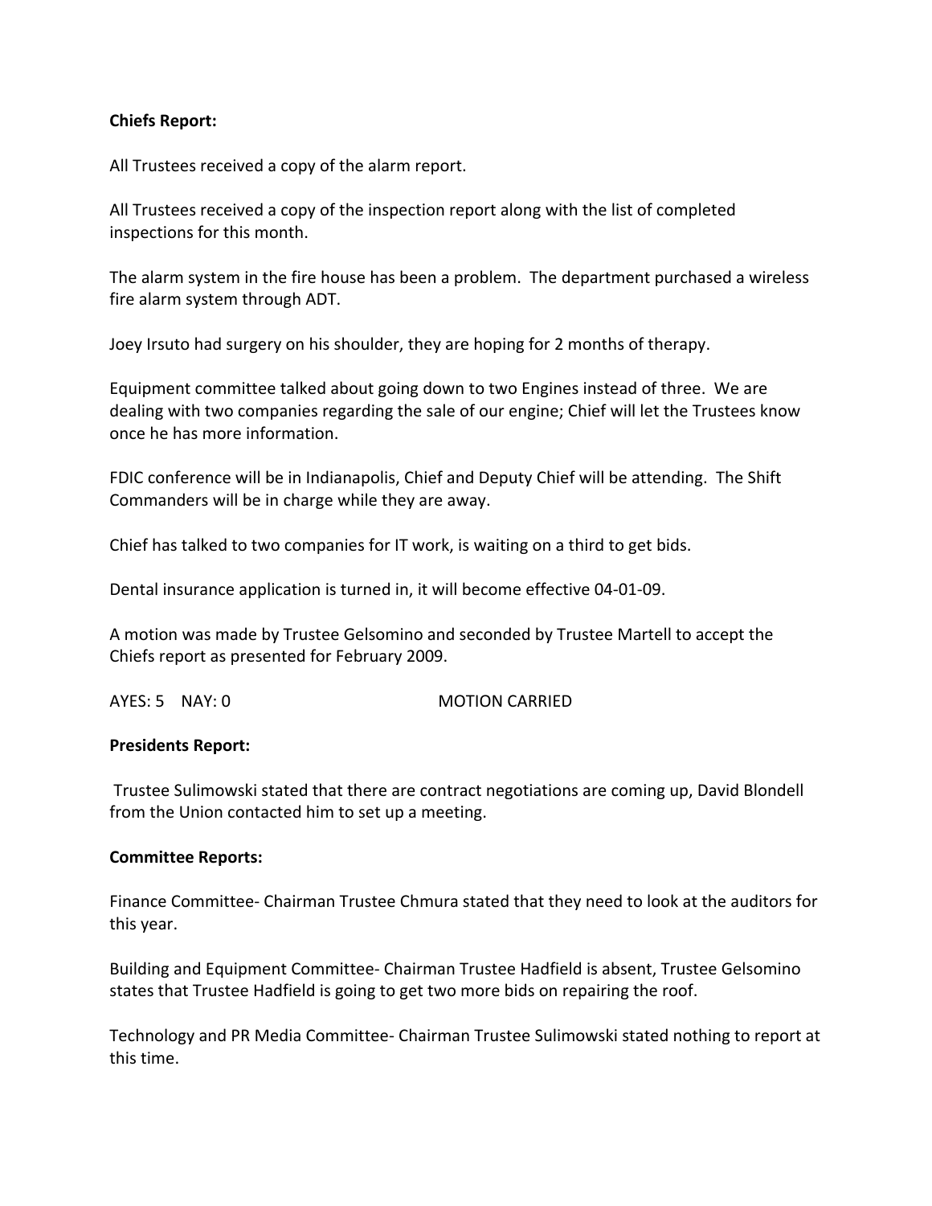**Chiefs Report:**

All Trustees received a copy of the alarm report.

All Trustees received a copy of the inspection report along with the list of completed inspections for this month.

The alarm system in the fire house has been a problem. The department purchased a wireless fire alarm system through ADT.

Joey Irsuto had surgery on his shoulder, they are hoping for 2 months of therapy.

Equipment committee talked about going down to two Engines instead of three. We are dealing with two companies regarding the sale of our engine; Chief will let the Trustees know once he has more information.

FDIC conference will be in Indianapolis, Chief and Deputy Chief will be attending. The Shift Commanders will be in charge while they are away.

Chief has talked to two companies for IT work, is waiting on a third to get bids.

Dental insurance application is turned in, it will become effective 04-01-09.

A motion was made by Trustee Gelsomino and seconded by Trustee Martell to accept the Chiefs report as presented for February 2009.

AYES: 5 NAY: 0 MOTION CARRIED

**Presidents Report:**

Trustee Sulimowski stated that there are contract negotiations are coming up, David Blondell from the Union contacted him to set up a meeting.

**Committee Reports:**

Finance Committee- Chairman Trustee Chmura stated that they need to look at the auditors for this year.

Building and Equipment Committee- Chairman Trustee Hadfield is absent, Trustee Gelsomino states that Trustee Hadfield is going to get two more bids on repairing the roof.

Technology and PR Media Committee- Chairman Trustee Sulimowski stated nothing to report at this time.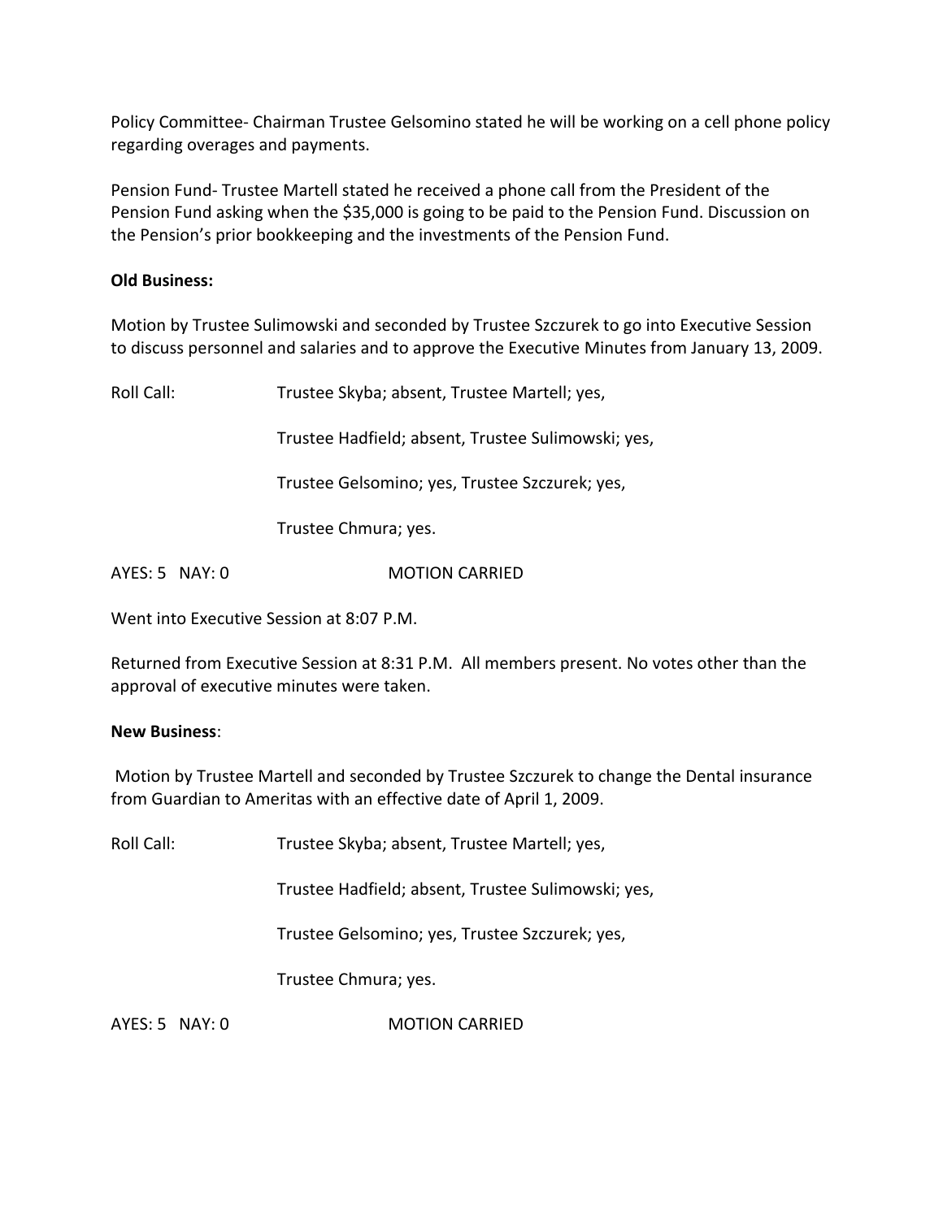Policy Committee- Chairman Trustee Gelsomino stated he will be working on a cell phone policy regarding overages and payments.

Pension Fund- Trustee Martell stated he received a phone call from the President of the Pension Fund asking when the $35,000 is going to be paid to the Pension Fund. Discussion on the Pension's prior bookkeeping and the investments of the Pension Fund.

**Old Business:**

Motion by Trustee Sulimowski and seconded by Trustee Szczurek to go into Executive Session to discuss personnel and salaries and to approve the Executive Minutes from January 13, 2009.

Roll Call: Trustee Skyba; absent, Trustee Martell; yes,

Trustee Hadfield; absent, Trustee Sulimowski; yes,

Trustee Gelsomino; yes, Trustee Szczurek; yes,

Trustee Chmura; yes.

AYES: 5 NAY: 0 MOTION CARRIED

Went into Executive Session at 8:07 P.M.

Returned from Executive Session at 8:31 P.M. All members present. No votes other than the approval of executive minutes were taken.

**New Business**:

Motion by Trustee Martell and seconded by Trustee Szczurek to change the Dental insurance from Guardian to Ameritas with an effective date of April 1, 2009.

Roll Call: Trustee Skyba; absent, Trustee Martell; yes,

Trustee Hadfield; absent, Trustee Sulimowski; yes,

Trustee Gelsomino; yes, Trustee Szczurek; yes,

Trustee Chmura; yes.

AYES: 5 NAY: 0 MOTION CARRIED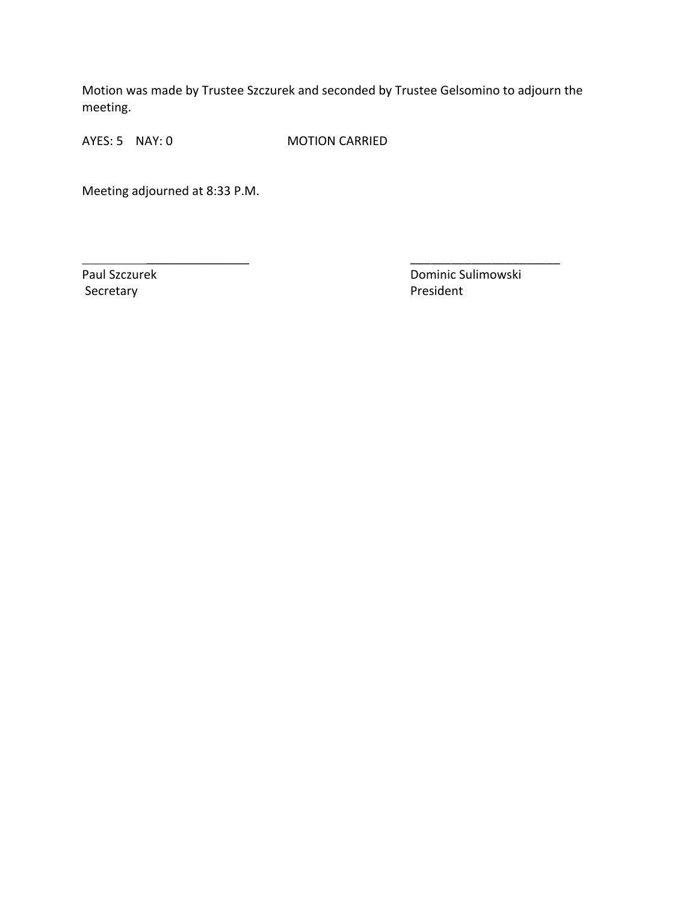Motion was made by Trustee Szczurek and seconded by Trustee Gelsomino to adjourn the meeting.

AYES: 5 NAY: 0 MOTION CARRIED

Meeting adjourned at 8:33 P.M.

_________________________ _________________________

Paul Szczurek
Secretary

Dominic Sulimowski
President